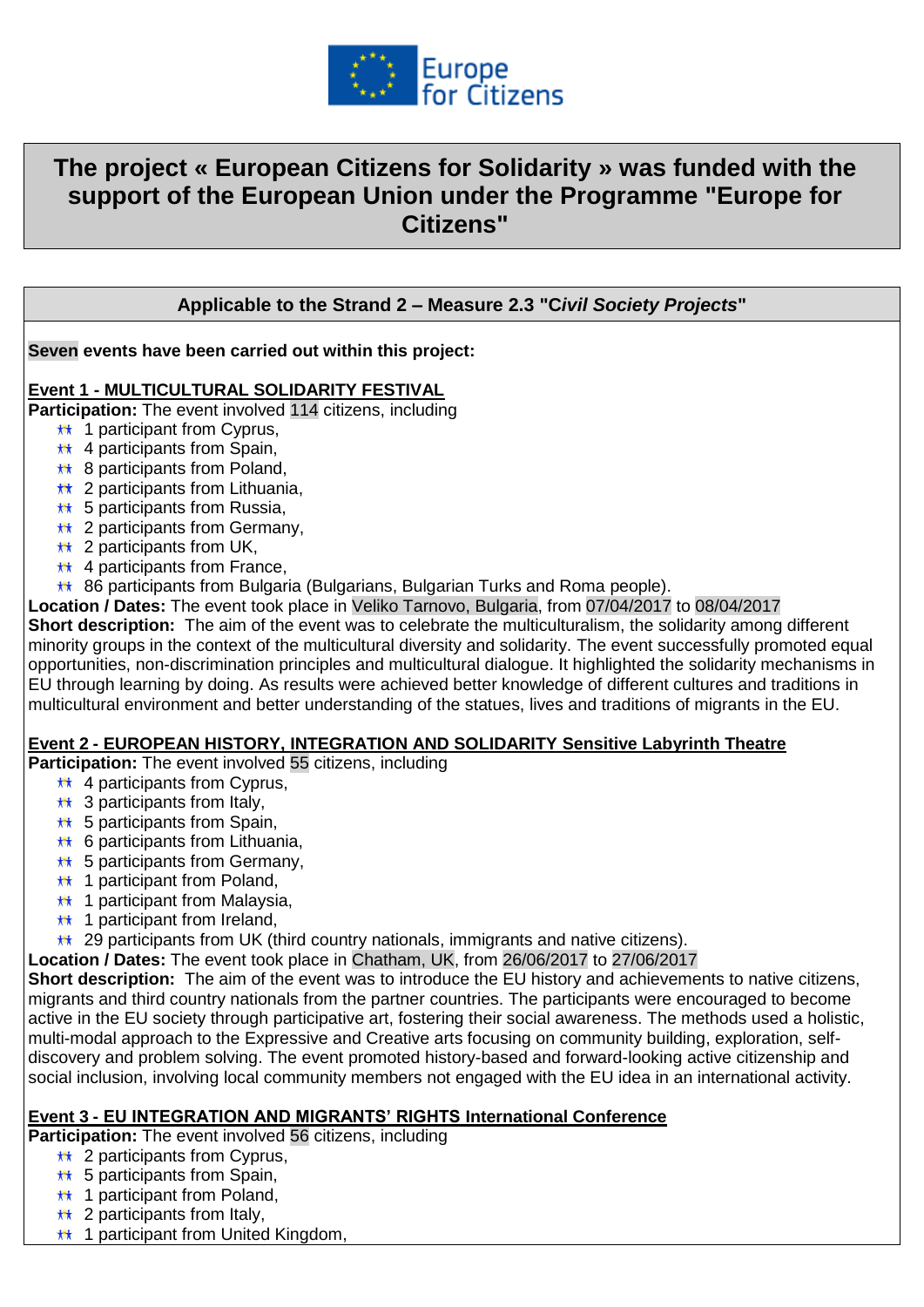Europe for Citizens

# The project « European Citizens for Solidarity » was funded with the support of the European Union under the Programme "Europe for Citizens"

**Applicable to the Strand 2 – Measure 2.3 "C*ivil Society Projects*"**

**Seven events have been carried out within this project:**

**Event 1 - MULTICULTURAL SOLIDARITY FESTIVAL**

**Participation:** The event involved 114 citizens, including

- 1 participant from Cyprus,
- 4 participants from Spain,
- 8 participants from Poland,
- 2 participants from Lithuania,
- 5 participants from Russia,
- 2 participants from Germany,
- 2 participants from UK,
- 4 participants from France,
- 86 participants from Bulgaria (Bulgarians, Bulgarian Turks and Roma people).

**Location / Dates:** The event took place in Veliko Tarnovo, Bulgaria, from 07/04/2017 to 08/04/2017

**Short description:** The aim of the event was to celebrate the multiculturalism, the solidarity among different minority groups in the context of the multicultural diversity and solidarity. The event successfully promoted equal opportunities, non-discrimination principles and multicultural dialogue. It highlighted the solidarity mechanisms in EU through learning by doing. As results were achieved better knowledge of different cultures and traditions in multicultural environment and better understanding of the statues, lives and traditions of migrants in the EU.

**Event 2 - EUROPEAN HISTORY, INTEGRATION AND SOLIDARITY Sensitive Labyrinth Theatre**

**Participation:** The event involved 55 citizens, including

- 4 participants from Cyprus,
- 3 participants from Italy,
- 5 participants from Spain,
- 6 participants from Lithuania,
- 5 participants from Germany,
- 1 participant from Poland,
- 1 participant from Malaysia,
- 1 participant from Ireland,
- 29 participants from UK (third country nationals, immigrants and native citizens).

**Location / Dates:** The event took place in Chatham, UK, from 26/06/2017 to 27/06/2017

**Short description:** The aim of the event was to introduce the EU history and achievements to native citizens, migrants and third country nationals from the partner countries. The participants were encouraged to become active in the EU society through participative art, fostering their social awareness. The methods used a holistic, multi-modal approach to the Expressive and Creative arts focusing on community building, exploration, self-discovery and problem solving. The event promoted history-based and forward-looking active citizenship and social inclusion, involving local community members not engaged with the EU idea in an international activity.

**Event 3 - EU INTEGRATION AND MIGRANTS' RIGHTS International Conference**

**Participation:** The event involved 56 citizens, including

- 2 participants from Cyprus,
- 5 participants from Spain,
- 1 participant from Poland,
- 2 participants from Italy,
- 1 participant from United Kingdom,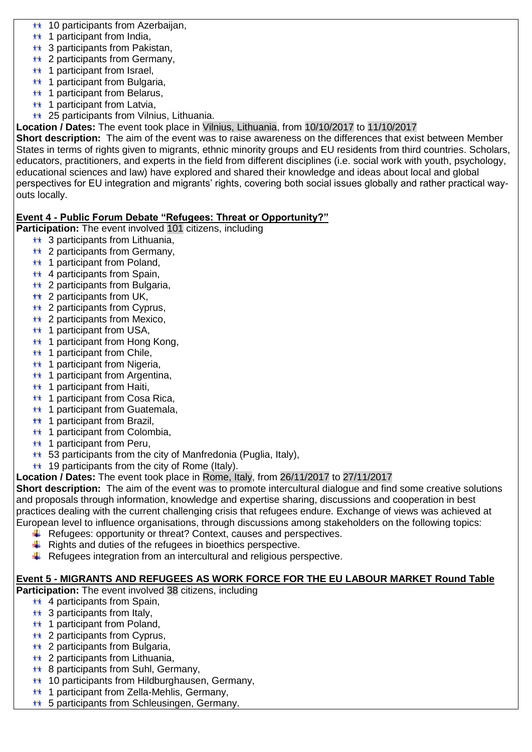- 10 participants from Azerbaijan,
- 1 participant from India,
- 3 participants from Pakistan,
- 2 participants from Germany,
- 1 participant from Israel,
- 1 participant from Bulgaria,
- 1 participant from Belarus,
- 1 participant from Latvia,
- 25 participants from Vilnius, Lithuania.

**Location / Dates:** The event took place in Vilnius, Lithuania, from 10/10/2017 to 11/10/2017

**Short description:** The aim of the event was to raise awareness on the differences that exist between Member States in terms of rights given to migrants, ethnic minority groups and EU residents from third countries. Scholars, educators, practitioners, and experts in the field from different disciplines (i.e. social work with youth, psychology, educational sciences and law) have explored and shared their knowledge and ideas about local and global perspectives for EU integration and migrants' rights, covering both social issues globally and rather practical way-outs locally.

**Event 4 - Public Forum Debate "Refugees: Threat or Opportunity?"**

**Participation:** The event involved 101 citizens, including

- 3 participants from Lithuania,
- 2 participants from Germany,
- 1 participant from Poland,
- 4 participants from Spain,
- 2 participants from Bulgaria,
- 2 participants from UK,
- 2 participants from Cyprus,
- 2 participants from Mexico,
- 1 participant from USA,
- 1 participant from Hong Kong,
- 1 participant from Chile,
- 1 participant from Nigeria,
- 1 participant from Argentina,
- 1 participant from Haiti,
- 1 participant from Cosa Rica,
- 1 participant from Guatemala,
- 1 participant from Brazil,
- 1 participant from Colombia,
- 1 participant from Peru,
- 53 participants from the city of Manfredonia (Puglia, Italy),
- 19 participants from the city of Rome (Italy).

**Location / Dates:** The event took place in Rome, Italy, from 26/11/2017 to 27/11/2017

**Short description:** The aim of the event was to promote intercultural dialogue and find some creative solutions and proposals through information, knowledge and expertise sharing, discussions and cooperation in best practices dealing with the current challenging crisis that refugees endure. Exchange of views was achieved at European level to influence organisations, through discussions among stakeholders on the following topics:

- Refugees: opportunity or threat? Context, causes and perspectives.
- Rights and duties of the refugees in bioethics perspective.
- Refugees integration from an intercultural and religious perspective.

**Event 5 - MIGRANTS AND REFUGEES AS WORK FORCE FOR THE EU LABOUR MARKET Round Table**

**Participation:** The event involved 38 citizens, including

- 4 participants from Spain,
- 3 participants from Italy,
- 1 participant from Poland,
- 2 participants from Cyprus,
- 2 participants from Bulgaria,
- 2 participants from Lithuania,
- 8 participants from Suhl, Germany,
- 10 participants from Hildburghausen, Germany,
- 1 participant from Zella-Mehlis, Germany,
- 5 participants from Schleusingen, Germany.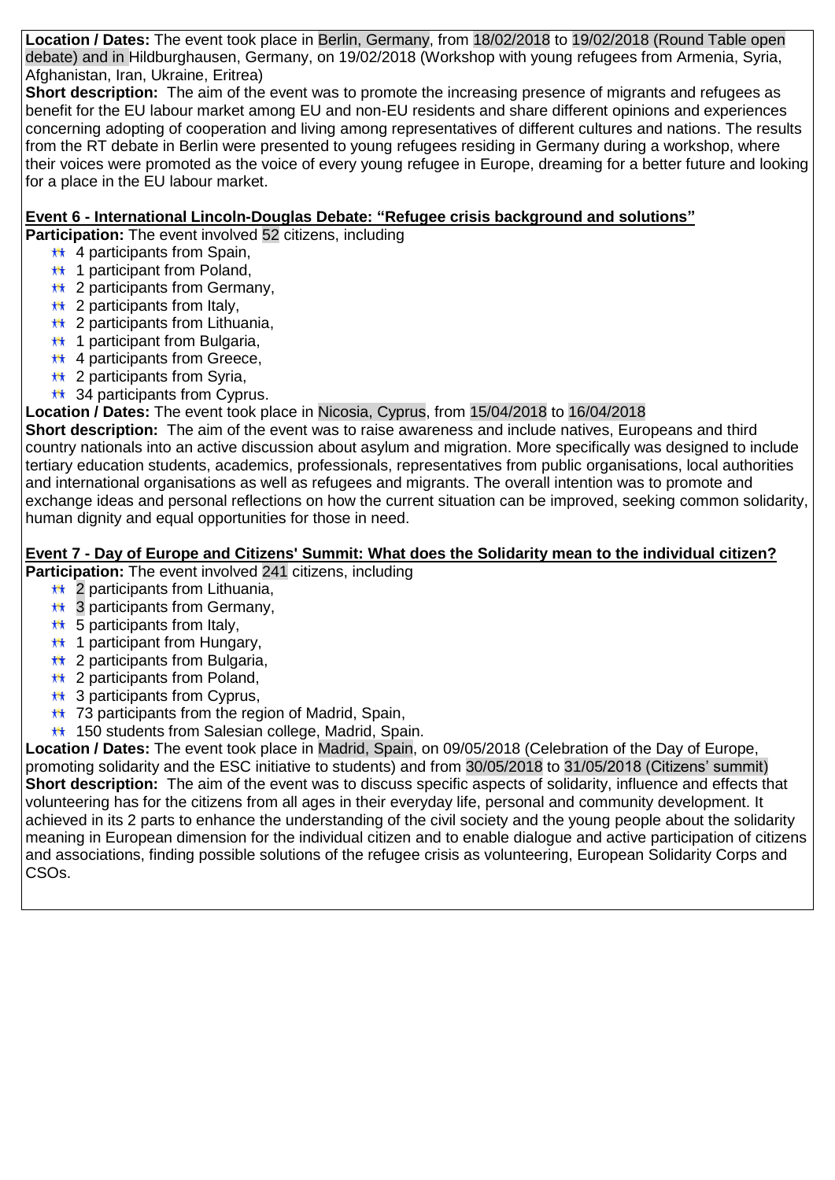**Location / Dates:** The event took place in Berlin, Germany, from 18/02/2018 to 19/02/2018 (Round Table open debate) and in Hildburghausen, Germany, on 19/02/2018 (Workshop with young refugees from Armenia, Syria, Afghanistan, Iran, Ukraine, Eritrea)

**Short description:** The aim of the event was to promote the increasing presence of migrants and refugees as benefit for the EU labour market among EU and non-EU residents and share different opinions and experiences concerning adopting of cooperation and living among representatives of different cultures and nations. The results from the RT debate in Berlin were presented to young refugees residing in Germany during a workshop, where their voices were promoted as the voice of every young refugee in Europe, dreaming for a better future and looking for a place in the EU labour market.

**Event 6 - International Lincoln-Douglas Debate: "Refugee crisis background and solutions"**

**Participation:** The event involved 52 citizens, including

- 4 participants from Spain,
- 1 participant from Poland,
- 2 participants from Germany,
- 2 participants from Italy,
- 2 participants from Lithuania,
- 1 participant from Bulgaria,
- 4 participants from Greece,
- 2 participants from Syria,
- 34 participants from Cyprus.

**Location / Dates:** The event took place in Nicosia, Cyprus, from 15/04/2018 to 16/04/2018

**Short description:** The aim of the event was to raise awareness and include natives, Europeans and third country nationals into an active discussion about asylum and migration. More specifically was designed to include tertiary education students, academics, professionals, representatives from public organisations, local authorities and international organisations as well as refugees and migrants. The overall intention was to promote and exchange ideas and personal reflections on how the current situation can be improved, seeking common solidarity, human dignity and equal opportunities for those in need.

**Event 7 - Day of Europe and Citizens' Summit: What does the Solidarity mean to the individual citizen?**

**Participation:** The event involved 241 citizens, including

- 2 participants from Lithuania,
- 3 participants from Germany,
- 5 participants from Italy,
- 1 participant from Hungary,
- 2 participants from Bulgaria,
- 2 participants from Poland,
- 3 participants from Cyprus,
- 73 participants from the region of Madrid, Spain,
- 150 students from Salesian college, Madrid, Spain.

**Location / Dates:** The event took place in Madrid, Spain, on 09/05/2018 (Celebration of the Day of Europe, promoting solidarity and the ESC initiative to students) and from 30/05/2018 to 31/05/2018 (Citizens' summit)

**Short description:** The aim of the event was to discuss specific aspects of solidarity, influence and effects that volunteering has for the citizens from all ages in their everyday life, personal and community development. It achieved in its 2 parts to enhance the understanding of the civil society and the young people about the solidarity meaning in European dimension for the individual citizen and to enable dialogue and active participation of citizens and associations, finding possible solutions of the refugee crisis as volunteering, European Solidarity Corps and CSOs.